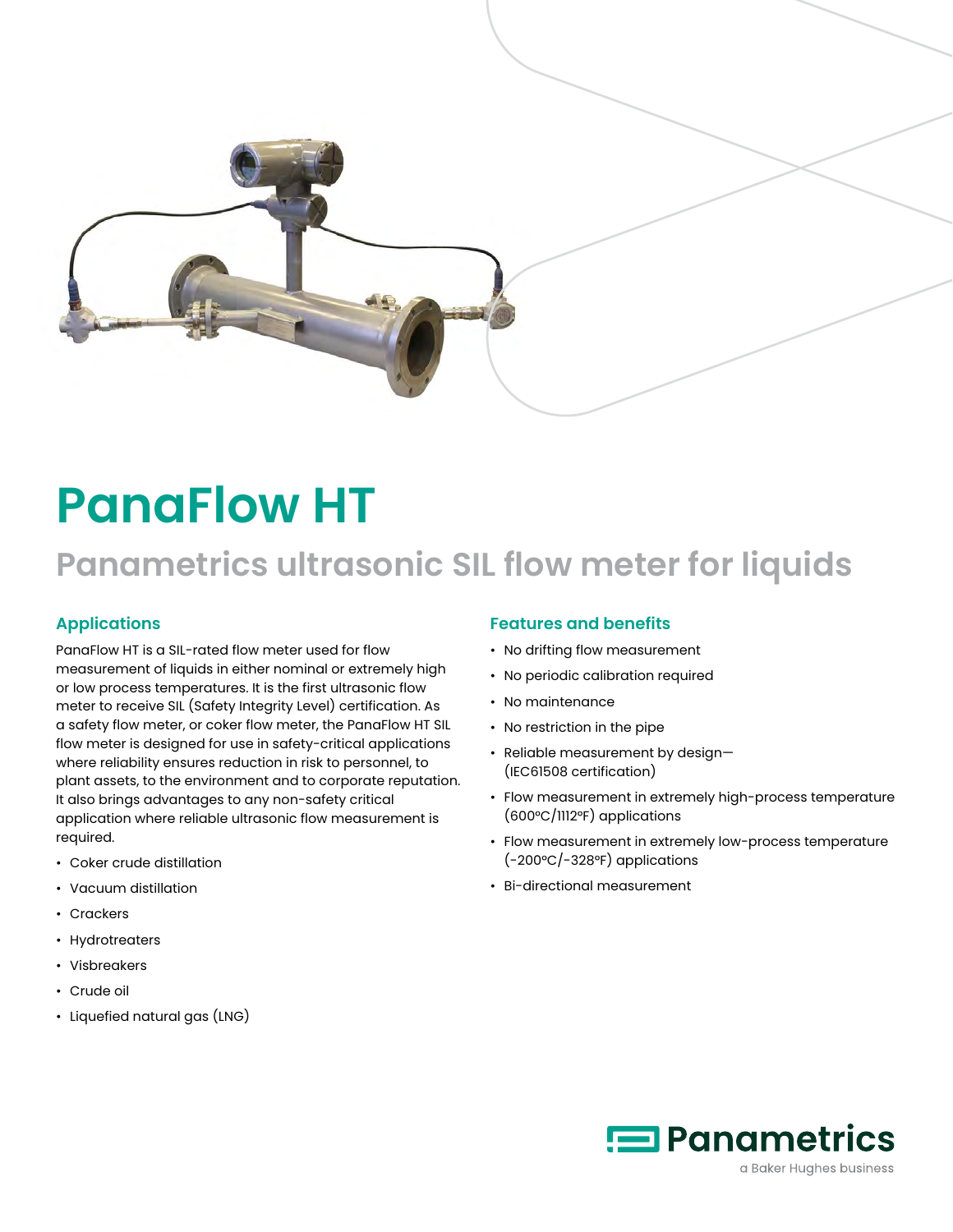# PanaFlow HT

## Panametrics ultrasonic SIL flow meter for liquids

### Applications

PanaFlow HT is a SIL-rated flow meter used for flow measurement of liquids in either nominal or extremely high or low process temperatures. It is the first ultrasonic flow meter to receive SIL (Safety Integrity Level) certification. As a safety flow meter, or coker flow meter, the PanaFlow HT SIL flow meter is designed for use in safety-critical applications where reliability ensures reduction in risk to personnel, to plant assets, to the environment and to corporate reputation. It also brings advantages to any non-safety critical application where reliable ultrasonic flow measurement is required.

- Coker crude distillation
- Vacuum distillation
- Crackers
- Hydrotreaters
- Visbreakers
- Crude oil
- Liquefied natural gas (LNG)

### Features and benefits

- No drifting flow measurement
- No periodic calibration required
- No maintenance
- No restriction in the pipe
- Reliable measurement by design— (IEC61508 certification)
- Flow measurement in extremely high-process temperature (600°C/1112°F) applications
- Flow measurement in extremely low-process temperature (-200°C/-328°F) applications
- Bi-directional measurement

Panametrics
a Baker Hughes business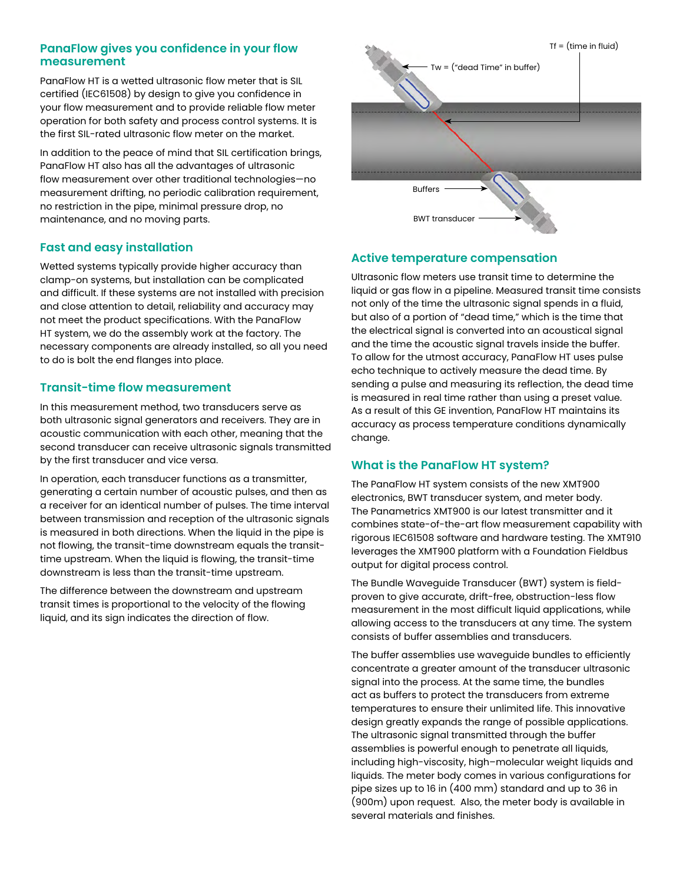## PanaFlow gives you confidence in your flow measurement

PanaFlow HT is a wetted ultrasonic flow meter that is SIL certified (IEC61508) by design to give you confidence in your flow measurement and to provide reliable flow meter operation for both safety and process control systems. It is the first SIL-rated ultrasonic flow meter on the market.

In addition to the peace of mind that SIL certification brings, PanaFlow HT also has all the advantages of ultrasonic flow measurement over other traditional technologies—no measurement drifting, no periodic calibration requirement, no restriction in the pipe, minimal pressure drop, no maintenance, and no moving parts.

## Fast and easy installation

Wetted systems typically provide higher accuracy than clamp-on systems, but installation can be complicated and difficult. If these systems are not installed with precision and close attention to detail, reliability and accuracy may not meet the product specifications. With the PanaFlow HT system, we do the assembly work at the factory. The necessary components are already installed, so all you need to do is bolt the end flanges into place.

## Transit-time flow measurement

In this measurement method, two transducers serve as both ultrasonic signal generators and receivers. They are in acoustic communication with each other, meaning that the second transducer can receive ultrasonic signals transmitted by the first transducer and vice versa.

In operation, each transducer functions as a transmitter, generating a certain number of acoustic pulses, and then as a receiver for an identical number of pulses. The time interval between transmission and reception of the ultrasonic signals is measured in both directions. When the liquid in the pipe is not flowing, the transit-time downstream equals the transit-time upstream. When the liquid is flowing, the transit-time downstream is less than the transit-time upstream.

The difference between the downstream and upstream transit times is proportional to the velocity of the flowing liquid, and its sign indicates the direction of flow.

Tf = (time in fluid)

Tw = ("dead Time" in buffer)

Buffers

BWT transducer

## Active temperature compensation

Ultrasonic flow meters use transit time to determine the liquid or gas flow in a pipeline. Measured transit time consists not only of the time the ultrasonic signal spends in a fluid, but also of a portion of "dead time," which is the time that the electrical signal is converted into an acoustical signal and the time the acoustic signal travels inside the buffer. To allow for the utmost accuracy, PanaFlow HT uses pulse echo technique to actively measure the dead time. By sending a pulse and measuring its reflection, the dead time is measured in real time rather than using a preset value. As a result of this GE invention, PanaFlow HT maintains its accuracy as process temperature conditions dynamically change.

## What is the PanaFlow HT system?

The PanaFlow HT system consists of the new XMT900 electronics, BWT transducer system, and meter body. The Panametrics XMT900 is our latest transmitter and it combines state-of-the-art flow measurement capability with rigorous IEC61508 software and hardware testing. The XMT910 leverages the XMT900 platform with a Foundation Fieldbus output for digital process control.

The Bundle Waveguide Transducer (BWT) system is field-proven to give accurate, drift-free, obstruction-less flow measurement in the most difficult liquid applications, while allowing access to the transducers at any time. The system consists of buffer assemblies and transducers.

The buffer assemblies use waveguide bundles to efficiently concentrate a greater amount of the transducer ultrasonic signal into the process. At the same time, the bundles act as buffers to protect the transducers from extreme temperatures to ensure their unlimited life. This innovative design greatly expands the range of possible applications. The ultrasonic signal transmitted through the buffer assemblies is powerful enough to penetrate all liquids, including high-viscosity, high–molecular weight liquids and liquids. The meter body comes in various configurations for pipe sizes up to 16 in (400 mm) standard and up to 36 in (900m) upon request. Also, the meter body is available in several materials and finishes.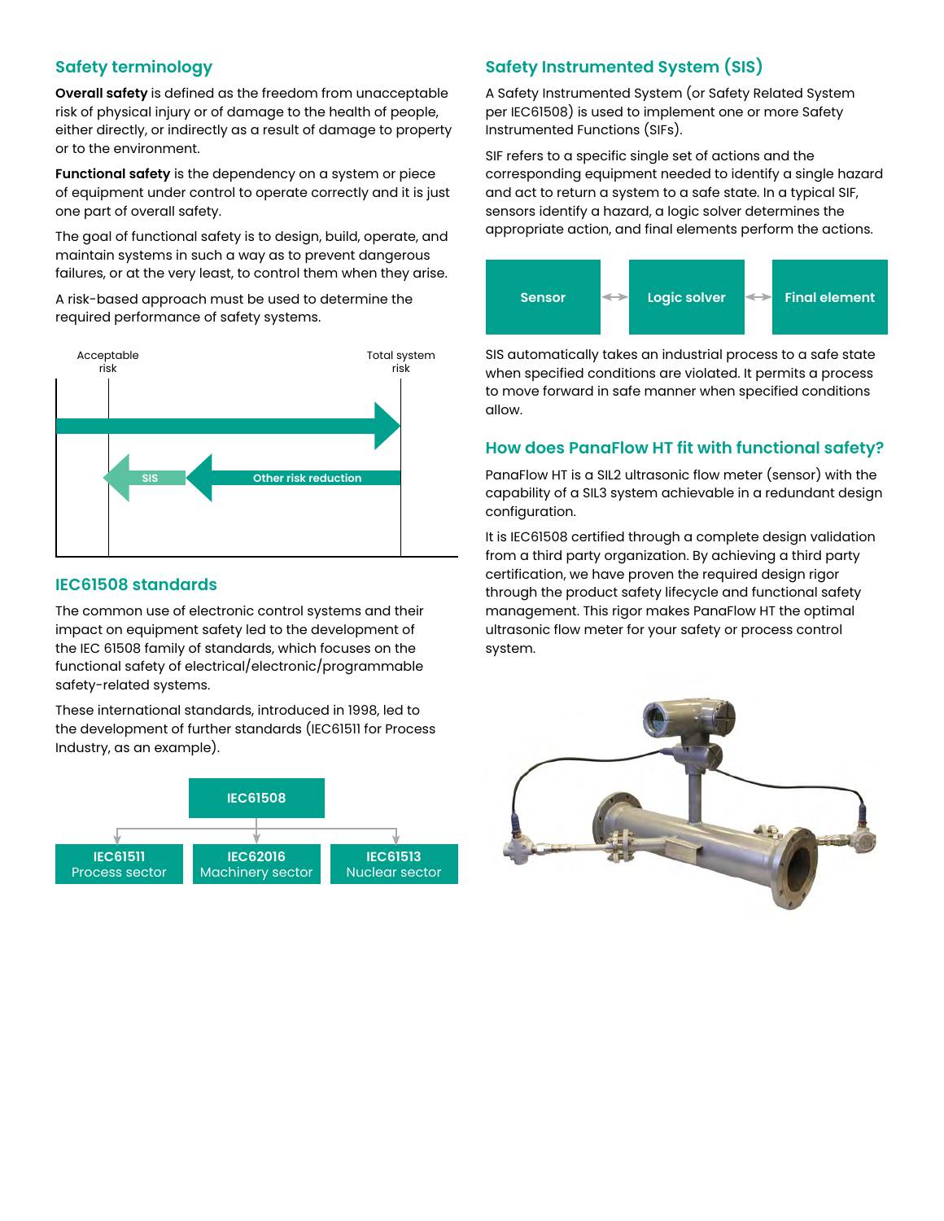## Safety terminology

**Overall safety** is defined as the freedom from unacceptable risk of physical injury or of damage to the health of people, either directly, or indirectly as a result of damage to property or to the environment.

**Functional safety** is the dependency on a system or piece of equipment under control to operate correctly and it is just one part of overall safety.

The goal of functional safety is to design, build, operate, and maintain systems in such a way as to prevent dangerous failures, or at the very least, to control them when they arise.

A risk-based approach must be used to determine the required performance of safety systems.

Acceptable risk

Total system risk

SIS

Other risk reduction

## IEC61508 standards

The common use of electronic control systems and their impact on equipment safety led to the development of the IEC 61508 family of standards, which focuses on the functional safety of electrical/electronic/programmable safety-related systems.

These international standards, introduced in 1998, led to the development of further standards (IEC61511 for Process Industry, as an example).

IEC61508

- IEC61511 Process sector
- IEC62016 Machinery sector
- IEC61513 Nuclear sector

## Safety Instrumented System (SIS)

A Safety Instrumented System (or Safety Related System per IEC61508) is used to implement one or more Safety Instrumented Functions (SIFs).

SIF refers to a specific single set of actions and the corresponding equipment needed to identify a single hazard and act to return a system to a safe state. In a typical SIF, sensors identify a hazard, a logic solver determines the appropriate action, and final elements perform the actions.

Sensor ↔ Logic solver ↔ Final element

SIS automatically takes an industrial process to a safe state when specified conditions are violated. It permits a process to move forward in safe manner when specified conditions allow.

## How does PanaFlow HT fit with functional safety?

PanaFlow HT is a SIL2 ultrasonic flow meter (sensor) with the capability of a SIL3 system achievable in a redundant design configuration.

It is IEC61508 certified through a complete design validation from a third party organization. By achieving a third party certification, we have proven the required design rigor through the product safety lifecycle and functional safety management. This rigor makes PanaFlow HT the optimal ultrasonic flow meter for your safety or process control system.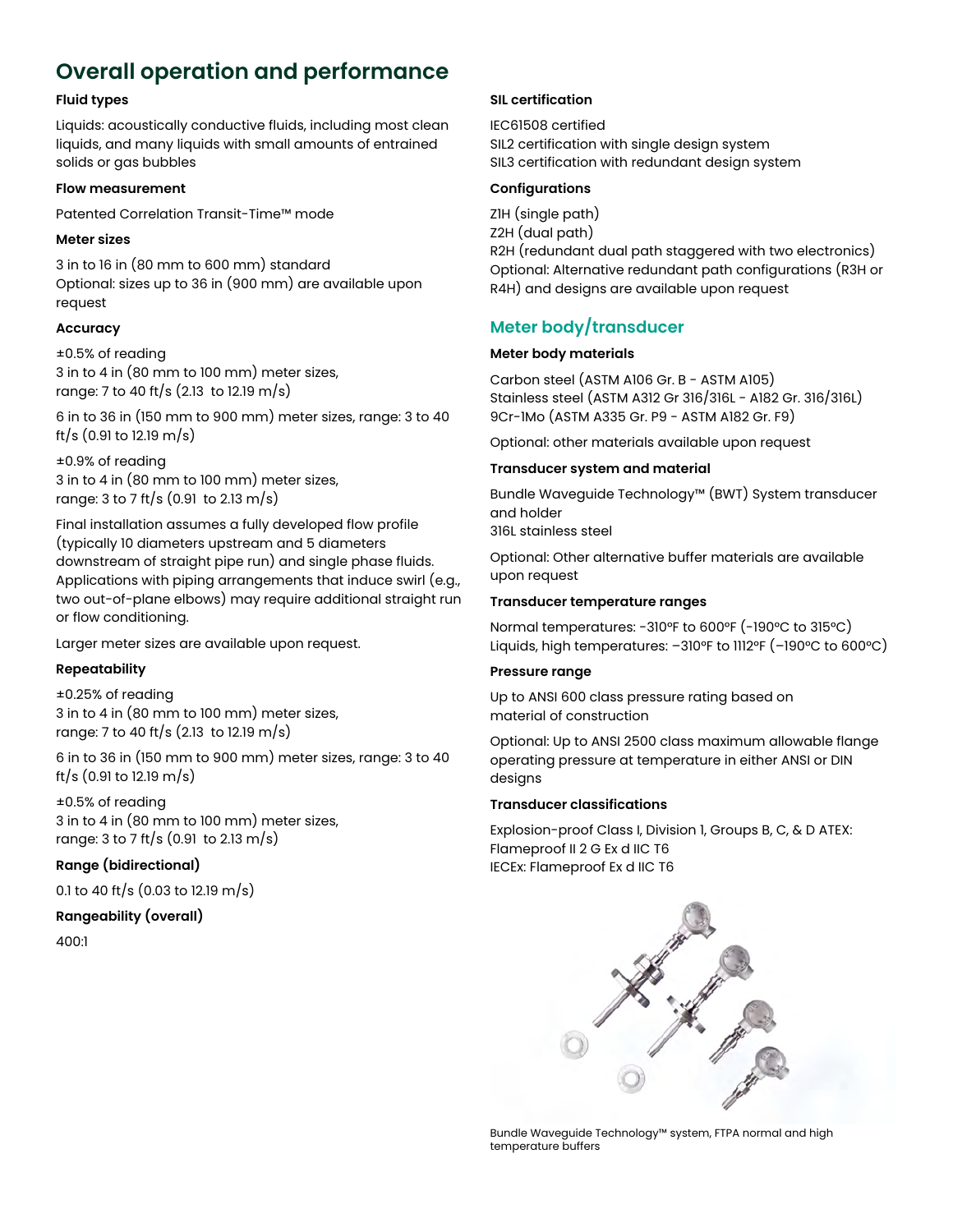# Overall operation and performance

**Fluid types**

Liquids: acoustically conductive fluids, including most clean liquids, and many liquids with small amounts of entrained solids or gas bubbles

**Flow measurement**

Patented Correlation Transit-Time™ mode

**Meter sizes**

3 in to 16 in (80 mm to 600 mm) standard
Optional: sizes up to 36 in (900 mm) are available upon request

**Accuracy**

±0.5% of reading
3 in to 4 in (80 mm to 100 mm) meter sizes,
range: 7 to 40 ft/s (2.13 to 12.19 m/s)

6 in to 36 in (150 mm to 900 mm) meter sizes, range: 3 to 40 ft/s (0.91 to 12.19 m/s)

±0.9% of reading
3 in to 4 in (80 mm to 100 mm) meter sizes,
range: 3 to 7 ft/s (0.91 to 2.13 m/s)

Final installation assumes a fully developed flow profile (typically 10 diameters upstream and 5 diameters downstream of straight pipe run) and single phase fluids. Applications with piping arrangements that induce swirl (e.g., two out-of-plane elbows) may require additional straight run or flow conditioning.

Larger meter sizes are available upon request.

**Repeatability**

±0.25% of reading
3 in to 4 in (80 mm to 100 mm) meter sizes,
range: 7 to 40 ft/s (2.13 to 12.19 m/s)

6 in to 36 in (150 mm to 900 mm) meter sizes, range: 3 to 40 ft/s (0.91 to 12.19 m/s)

±0.5% of reading
3 in to 4 in (80 mm to 100 mm) meter sizes,
range: 3 to 7 ft/s (0.91 to 2.13 m/s)

**Range (bidirectional)**

0.1 to 40 ft/s (0.03 to 12.19 m/s)

**Rangeability (overall)**

400:1

**SIL certification**

IEC61508 certified
SIL2 certification with single design system
SIL3 certification with redundant design system

**Configurations**

Z1H (single path)
Z2H (dual path)
R2H (redundant dual path staggered with two electronics)
Optional: Alternative redundant path configurations (R3H or R4H) and designs are available upon request

## Meter body/transducer

**Meter body materials**

Carbon steel (ASTM A106 Gr. B - ASTM A105)
Stainless steel (ASTM A312 Gr 316/316L - A182 Gr. 316/316L)
9Cr-1Mo (ASTM A335 Gr. P9 - ASTM A182 Gr. F9)

Optional: other materials available upon request

**Transducer system and material**

Bundle Waveguide Technology™ (BWT) System transducer and holder
316L stainless steel

Optional: Other alternative buffer materials are available upon request

**Transducer temperature ranges**

Normal temperatures: -310°F to 600°F (-190°C to 315°C)
Liquids, high temperatures: –310°F to 1112°F (–190°C to 600°C)

**Pressure range**

Up to ANSI 600 class pressure rating based on material of construction

Optional: Up to ANSI 2500 class maximum allowable flange operating pressure at temperature in either ANSI or DIN designs

**Transducer classifications**

Explosion-proof Class I, Division 1, Groups B, C, & D ATEX:
Flameproof II 2 G Ex d IIC T6
IECEx: Flameproof Ex d IIC T6

Bundle Waveguide Technology™ system, FTPA normal and high temperature buffers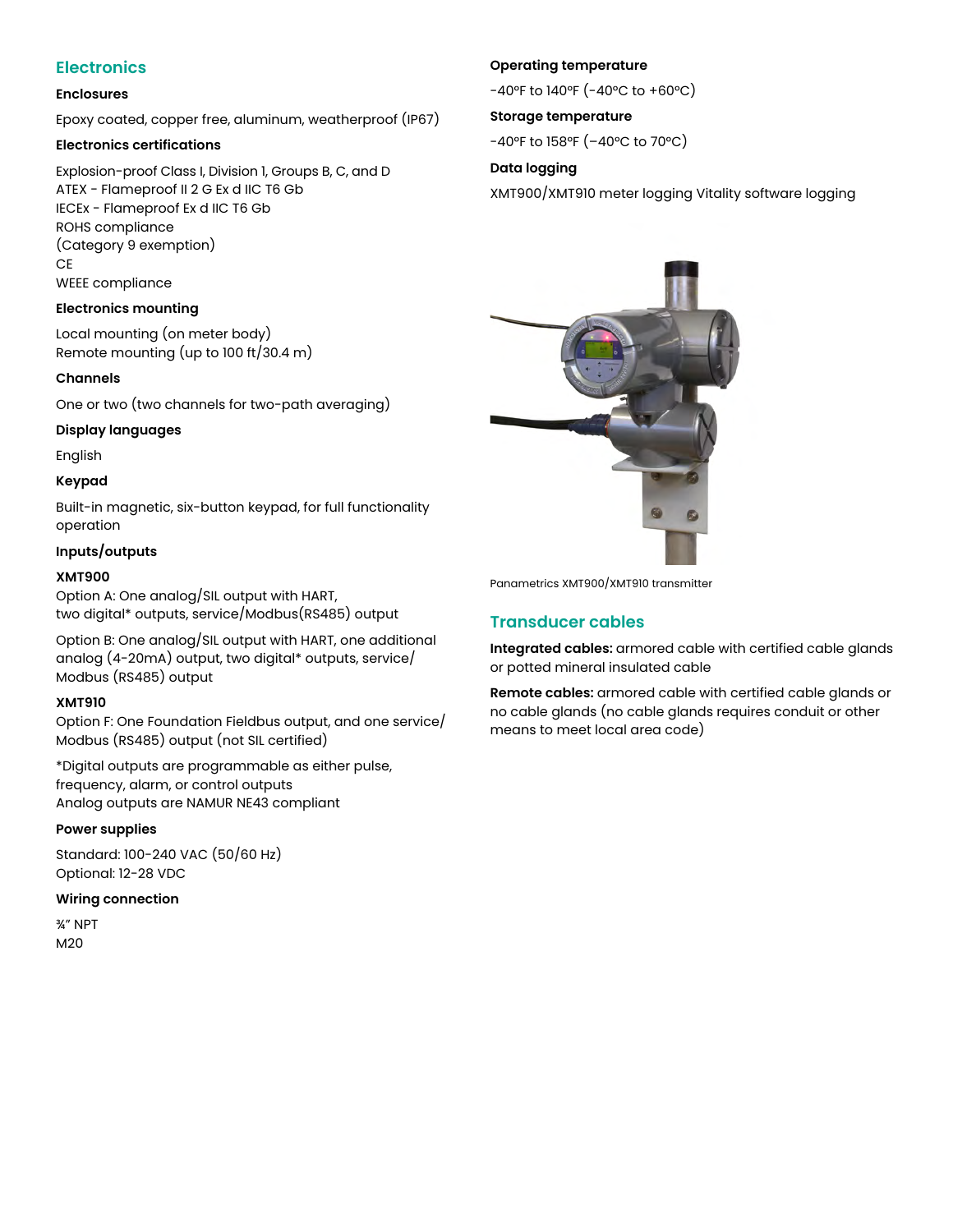## Electronics

### Enclosures

Epoxy coated, copper free, aluminum, weatherproof (IP67)

### Electronics certifications

Explosion-proof Class I, Division 1, Groups B, C, and D
ATEX - Flameproof II 2 G Ex d IIC T6 Gb
IECEx - Flameproof Ex d IIC T6 Gb
ROHS compliance
(Category 9 exemption)
CE
WEEE compliance

### Electronics mounting

Local mounting (on meter body)
Remote mounting (up to 100 ft/30.4 m)

### Channels

One or two (two channels for two-path averaging)

### Display languages

English

### Keypad

Built-in magnetic, six-button keypad, for full functionality operation

### Inputs/outputs

**XMT900**
Option A: One analog/SIL output with HART, two digital* outputs, service/Modbus(RS485) output

Option B: One analog/SIL output with HART, one additional analog (4-20mA) output, two digital* outputs, service/ Modbus (RS485) output

**XMT910**
Option F: One Foundation Fieldbus output, and one service/ Modbus (RS485) output (not SIL certified)

*Digital outputs are programmable as either pulse, frequency, alarm, or control outputs
Analog outputs are NAMUR NE43 compliant

### Power supplies

Standard: 100-240 VAC (50/60 Hz)
Optional: 12-28 VDC

### Wiring connection

¾" NPT
M20

### Operating temperature

-40°F to 140°F (-40°C to +60°C)

### Storage temperature

-40°F to 158°F (–40°C to 70°C)

### Data logging

XMT900/XMT910 meter logging Vitality software logging

Panametrics XMT900/XMT910 transmitter

## Transducer cables

**Integrated cables:** armored cable with certified cable glands or potted mineral insulated cable

**Remote cables:** armored cable with certified cable glands or no cable glands (no cable glands requires conduit or other means to meet local area code)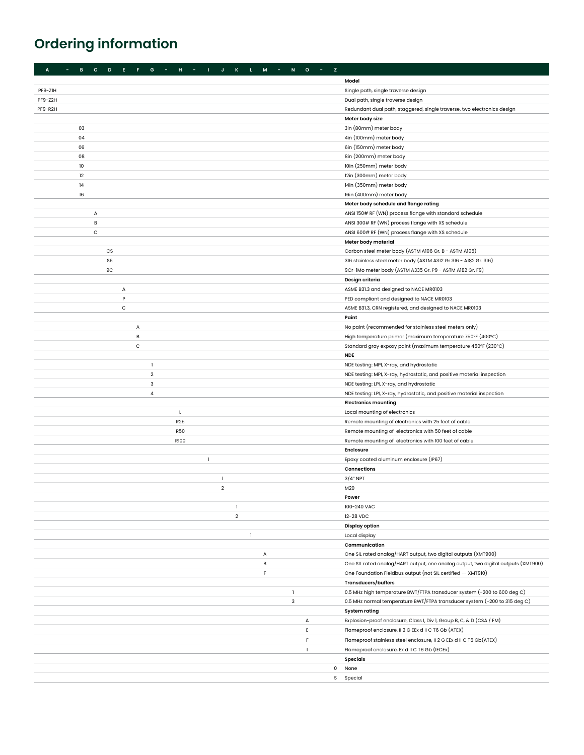## Ordering information

| A | - | B | C | D | E | F | G | - | H | - | I | J | K | L | M | - | N | O | - | Z | |
|---|---|---|---|---|---|---|---|---|---|---|---|---|---|---|---|---|---|---|---|---|---|
| | | | | | | | | | | | | | | | | | | | | | **Model** |
| PF9-Z1H | | | | | | | | | | | | | | | | | | | | | Single path, single traverse design |
| PF9-Z2H | | | | | | | | | | | | | | | | | | | | | Dual path, single traverse design |
| PF9-R2H | | | | | | | | | | | | | | | | | | | | | Redundant dual path, staggered, single traverse, two electronics design |
| | | | | | | | | | | | | | | | | | | | | | **Meter body size** |
| | | 03 | | | | | | | | | | | | | | | | | | | 3in (80mm) meter body |
| | | 04 | | | | | | | | | | | | | | | | | | | 4in (100mm) meter body |
| | | 06 | | | | | | | | | | | | | | | | | | | 6in (150mm) meter body |
| | | 08 | | | | | | | | | | | | | | | | | | | 8in (200mm) meter body |
| | | 10 | | | | | | | | | | | | | | | | | | | 10in (250mm) meter body |
| | | 12 | | | | | | | | | | | | | | | | | | | 12in (300mm) meter body |
| | | 14 | | | | | | | | | | | | | | | | | | | 14in (350mm) meter body |
| | | 16 | | | | | | | | | | | | | | | | | | | 16in (400mm) meter body |
| | | | | | | | | | | | | | | | | | | | | | **Meter body schedule and flange rating** |
| | | | A | | | | | | | | | | | | | | | | | | ANSI 150# RF (WN) process flange with standard schedule |
| | | | B | | | | | | | | | | | | | | | | | | ANSI 300# RF (WN) process flange with XS schedule |
| | | | C | | | | | | | | | | | | | | | | | | ANSI 600# RF (WN) process flange with XS schedule |
| | | | | | | | | | | | | | | | | | | | | | **Meter body material** |
| | | | | CS | | | | | | | | | | | | | | | | | Carbon steel meter body (ASTM A106 Gr. B - ASTM A105) |
| | | | | S6 | | | | | | | | | | | | | | | | | 316 stainless steel meter body (ASTM A312 Gr 316 - A182 Gr. 316) |
| | | | | 9C | | | | | | | | | | | | | | | | | 9Cr-1Mo meter body (ASTM A335 Gr. P9 - ASTM A182 Gr. F9) |
| | | | | | | | | | | | | | | | | | | | | | **Design criteria** |
| | | | | | A | | | | | | | | | | | | | | | | ASME B31.3 and designed to NACE MR0103 |
| | | | | | P | | | | | | | | | | | | | | | | PED compliant and designed to NACE MR0103 |
| | | | | | C | | | | | | | | | | | | | | | | ASME B31.3, CRN registered, and designed to NACE MR0103 |
| | | | | | | | | | | | | | | | | | | | | | **Paint** |
| | | | | | | A | | | | | | | | | | | | | | | No paint (recommended for stainless steel meters only) |
| | | | | | | B | | | | | | | | | | | | | | | High temperature primer (maximum temperature 750ºF (400ºC) |
| | | | | | | C | | | | | | | | | | | | | | | Standard gray expoxy paint (maximum temperature 450ºF (230ºC) |
| | | | | | | | | | | | | | | | | | | | | | **NDE** |
| | | | | | | | 1 | | | | | | | | | | | | | | NDE testing: MPI, X-ray, and hydrostatic |
| | | | | | | | 2 | | | | | | | | | | | | | | NDE testing: MPI, X-ray, hydrostatic, and positive material inspection |
| | | | | | | | 3 | | | | | | | | | | | | | | NDE testing: LPI, X-ray, and hydrostatic |
| | | | | | | | 4 | | | | | | | | | | | | | | NDE testing: LPI, X-ray, hydrostatic, and positive material inspection |
| | | | | | | | | | | | | | | | | | | | | | **Electronics mounting** |
| | | | | | | | | | L | | | | | | | | | | | | Local mounting of electronics |
| | | | | | | | | | R25 | | | | | | | | | | | | Remote mounting of electronics with 25 feet of cable |
| | | | | | | | | | R50 | | | | | | | | | | | | Remote mounting of electronics with 50 feet of cable |
| | | | | | | | | | R100 | | | | | | | | | | | | Remote mounting of electronics with 100 feet of cable |
| | | | | | | | | | | | | | | | | | | | | | **Enclosure** |
| | | | | | | | | | | | 1 | | | | | | | | | | Epoxy coated aluminum enclosure (IP67) |
| | | | | | | | | | | | | | | | | | | | | | **Connections** |
| | | | | | | | | | | | | 1 | | | | | | | | | 3/4" NPT |
| | | | | | | | | | | | | 2 | | | | | | | | | M20 |
| | | | | | | | | | | | | | | | | | | | | | **Power** |
| | | | | | | | | | | | | | 1 | | | | | | | | 100-240 VAC |
| | | | | | | | | | | | | | 2 | | | | | | | | 12-28 VDC |
| | | | | | | | | | | | | | | | | | | | | | **Display option** |
| | | | | | | | | | | | | | | 1 | | | | | | | Local display |
| | | | | | | | | | | | | | | | | | | | | | **Communication** |
| | | | | | | | | | | | | | | | A | | | | | | One SIL rated analog/HART output, two digital outputs (XMT900) |
| | | | | | | | | | | | | | | | B | | | | | | One SIL rated analog/HART output, one analog output, two digital outputs (XMT900) |
| | | | | | | | | | | | | | | | F | | | | | | One Foundation Fieldbus output (not SIL certified -- XMT910) |
| | | | | | | | | | | | | | | | | | | | | | **Transducers/buffers** |
| | | | | | | | | | | | | | | | | | 1 | | | | 0.5 MHz high temperature BWT/FTPA transducer system (-200 to 600 deg C) |
| | | | | | | | | | | | | | | | | | 3 | | | | 0.5 MHz normal temperature BWT/FTPA transducer system (-200 to 315 deg C) |
| | | | | | | | | | | | | | | | | | | | | | **System rating** |
| | | | | | | | | | | | | | | | | | | A | | | Explosion-proof enclosure, Class I, Div 1, Group B, C, & D (CSA / FM) |
| | | | | | | | | | | | | | | | | | | E | | | Flameproof enclosure, II 2 G EEx d II C T6 Gb (ATEX) |
| | | | | | | | | | | | | | | | | | | F | | | Flameproof stainless steel enclosure, II 2 G EEx d II C T6 Gb(ATEX) |
| | | | | | | | | | | | | | | | | | | I | | | Flameproof enclosure, Ex d II C T6 Gb (IECEx) |
| | | | | | | | | | | | | | | | | | | | | | **Specials** |
| | | | | | | | | | | | | | | | | | | | | 0 | None |
| | | | | | | | | | | | | | | | | | | | | S | Special |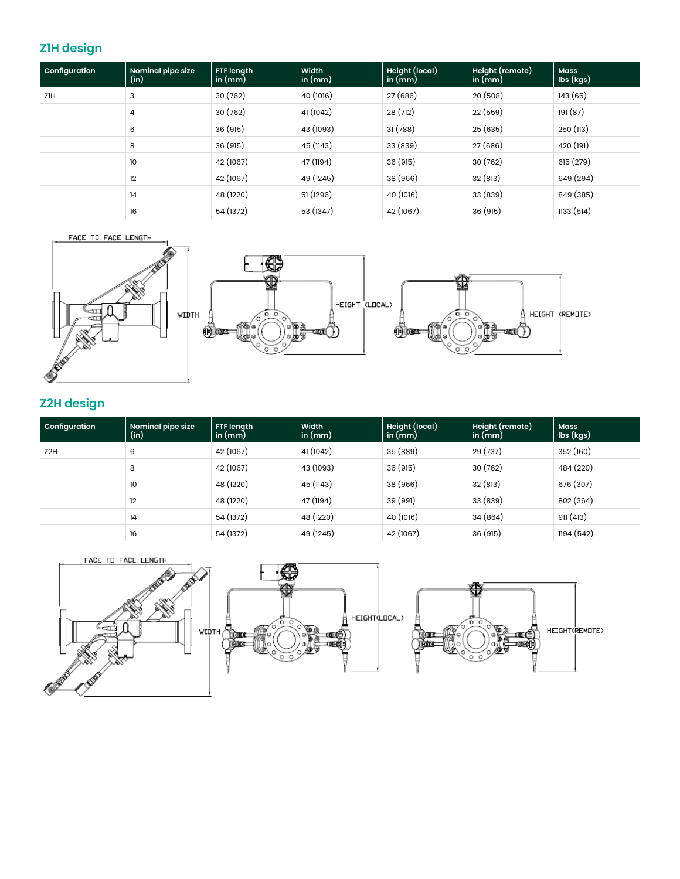## Z1H design

| Configuration | Nominal pipe size (in) | FTF length in (mm) | Width in (mm) | Height (local) in (mm) | Height (remote) in (mm) | Mass lbs (kgs) |
|---|---|---|---|---|---|---|
| Z1H | 3 | 30 (762) | 40 (1016) | 27 (686) | 20 (508) | 143 (65) |
| | 4 | 30 (762) | 41 (1042) | 28 (712) | 22 (559) | 191 (87) |
| | 6 | 36 (915) | 43 (1093) | 31 (788) | 25 (635) | 250 (113) |
| | 8 | 36 (915) | 45 (1143) | 33 (839) | 27 (686) | 420 (191) |
| | 10 | 42 (1067) | 47 (1194) | 36 (915) | 30 (762) | 615 (279) |
| | 12 | 42 (1067) | 49 (1245) | 38 (966) | 32 (813) | 649 (294) |
| | 14 | 48 (1220) | 51 (1296) | 40 (1016) | 33 (839) | 849 (385) |
| | 16 | 54 (1372) | 53 (1347) | 42 (1067) | 36 (915) | 1133 (514) |

FACE TO FACE LENGTH

WIDTH

HEIGHT (LOCAL)

HEIGHT (REMOTE)

## Z2H design

| Configuration | Nominal pipe size (in) | FTF length in (mm) | Width in (mm) | Height (local) in (mm) | Height (remote) in (mm) | Mass lbs (kgs) |
|---|---|---|---|---|---|---|
| Z2H | 6 | 42 (1067) | 41 (1042) | 35 (889) | 29 (737) | 352 (160) |
| | 8 | 42 (1067) | 43 (1093) | 36 (915) | 30 (762) | 484 (220) |
| | 10 | 48 (1220) | 45 (1143) | 38 (966) | 32 (813) | 676 (307) |
| | 12 | 48 (1220) | 47 (1194) | 39 (991) | 33 (839) | 802 (364) |
| | 14 | 54 (1372) | 48 (1220) | 40 (1016) | 34 (864) | 911 (413) |
| | 16 | 54 (1372) | 49 (1245) | 42 (1067) | 36 (915) | 1194 (542) |

FACE TO FACE LENGTH

WIDTH

HEIGHT(LOCAL)

HEIGHT(REMOTE)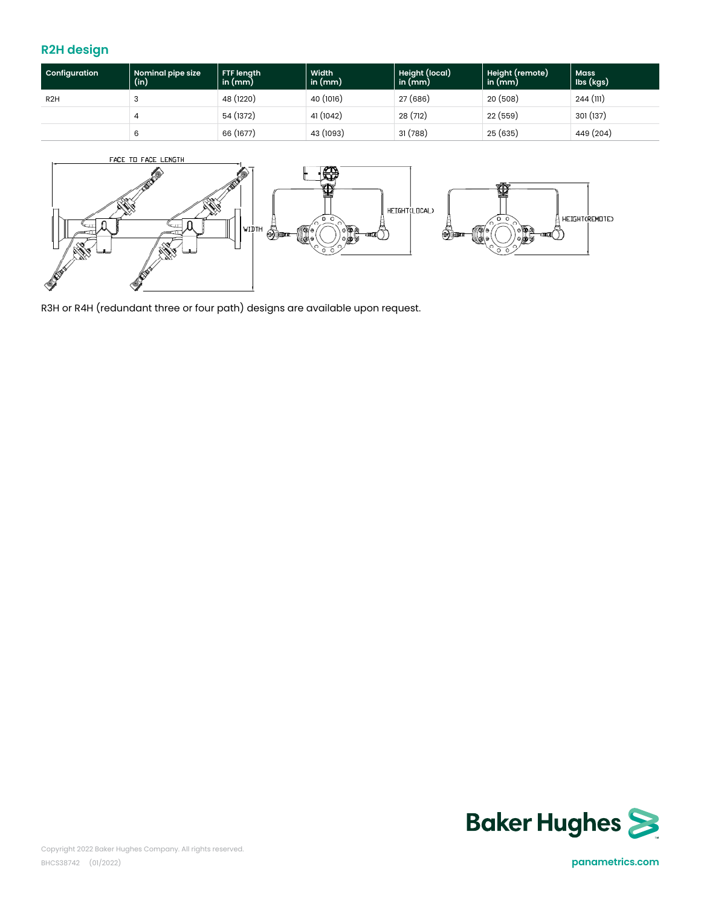## R2H design

| Configuration | Nominal pipe size (in) | FTF length in (mm) | Width in (mm) | Height (local) in (mm) | Height (remote) in (mm) | Mass lbs (kgs) |
|---|---|---|---|---|---|---|
| R2H | 3 | 48 (1220) | 40 (1016) | 27 (686) | 20 (508) | 244 (111) |
| | 4 | 54 (1372) | 41 (1042) | 28 (712) | 22 (559) | 301 (137) |
| | 6 | 66 (1677) | 43 (1093) | 31 (788) | 25 (635) | 449 (204) |

FACE TO FACE LENGTH

WIDTH

HEIGHT(LOCAL)

HEIGHT(REMOTE)

R3H or R4H (redundant three or four path) designs are available upon request.

Copyright 2022 Baker Hughes Company. All rights reserved.

BHCS38742 (01/2022)

panametrics.com